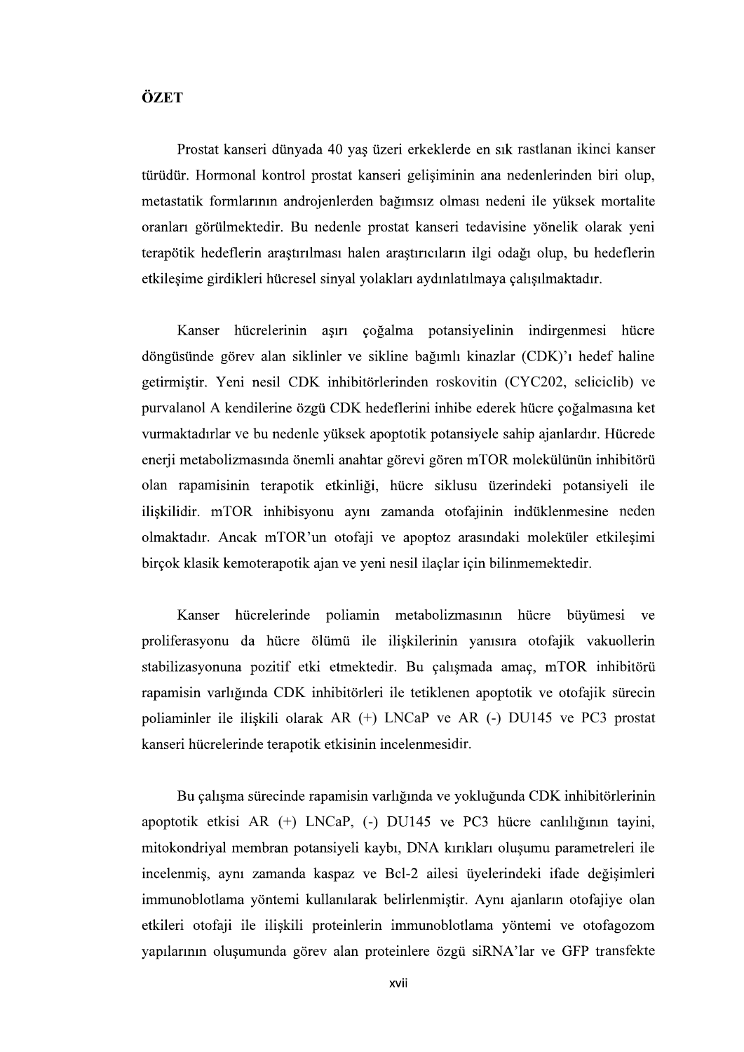# ÖZET

Prostat kanseri dünyada 40 yaş üzeri erkeklerde en sık rastlanan ikinci kanser türüdür. Hormonal kontrol prostat kanseri gelişiminin ana nedenlerinden biri olup, metastatik formlarının androjenlerden bağımsız olması nedeni ile yüksek mortalite oranları görülmektedir. Bu nedenle prostat kanseri tedavisine yönelik olarak yeni terapötik hedeflerin araştırılması halen araştırıcıların ilgi odağı olup, bu hedeflerin etkileşime girdikleri hücresel sinyal yolakları aydınlatılmaya çalışılmaktadır.

Kanser hücrelerinin aşırı çoğalma potansiyelinin indirgenmesi hücre döngüsünde görev alan siklinler ve sikline bağımlı kinazlar (CDK)'ı hedef haline getirmiştir. Yeni nesil CDK inhibitörlerinden roskovitin (CYC202, seliciclib) ve purvalanol A kendilerine özgü CDK hedeflerini inhibe ederek hücre çoğalmasına ket vurmaktadırlar ve bu nedenle yüksek apoptotik potansiyele sahip ajanlardır. Hücrede enerji metabolizmasında önemli anahtar görevi gören mTOR molekülünün inhibitörü olan rapamisinin terapotik etkinliği, hücre siklusu üzerindeki potansiyeli ile ilişkilidir. mTOR inhibisyonu aynı zamanda otofajinin indüklenmesine neden olmaktadır. Ancak mTOR'un otofaji ve apoptoz arasındaki moleküler etkileşimi birçok klasik kemoterapotik ajan ve yeni nesil ilaçlar için bilinmemektedir.

Kanser hücrelerinde poliamin metabolizmasının hücre büyümesi ve proliferasyonu da hücre ölümü ile ilişkilerinin yanısıra otofajik vakuollerin stabilizasyonuna pozitif etki etmektedir. Bu çalışmada amaç, mTOR inhibitörü rapamisin varlığında CDK inhibitörleri ile tetiklenen apoptotik ve otofajik sürecin poliaminler ile ilişkili olarak AR (+) LNCaP ve AR (-) DU145 ve PC3 prostat kanseri hücrelerinde terapotik etkisinin incelenmesidir.

Bu çalışma sürecinde rapamisin varlığında ve yokluğunda CDK inhibitörlerinin apoptotik etkisi AR (+) LNCaP, (-) DU145 ve PC3 hücre canlılığının tayini, mitokondriyal membran potansiyeli kaybı, DNA kırıkları oluşumu parametreleri ile incelenmiş, aynı zamanda kaspaz ve Bcl-2 ailesi üyelerindeki ifade değişimleri immunoblotlama yöntemi kullanılarak belirlenmiştir. Aynı ajanların otofajiye olan etkileri otofaji ile ilişkili proteinlerin immunoblotlama yöntemi ve otofagozom yapılarının oluşumunda görev alan proteinlere özgü siRNA'lar ve GFP transfekte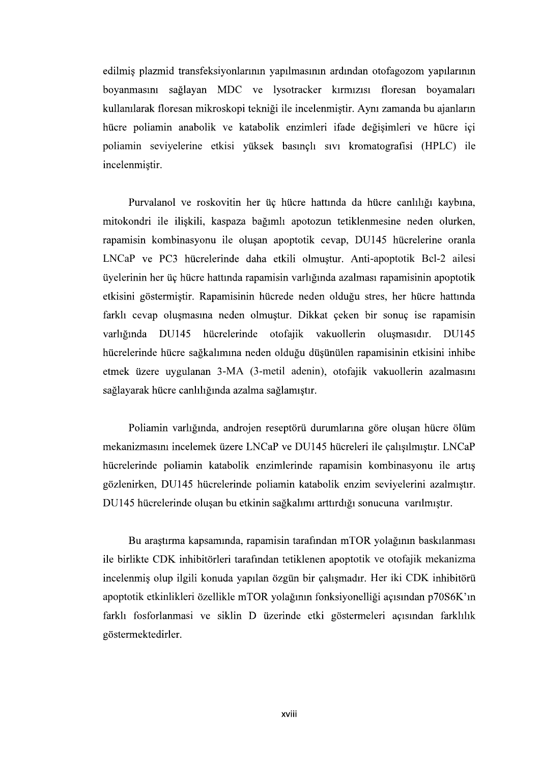edilmiş plazmid transfeksiyonlarının yapılmasının ardından otofagozom yapılarının boyanmasını sağlayan MDC ve lysotracker kırmızısı floresan boyamaları kullanılarak floresan mikroskopi tekniği ile incelenmiştir. Aynı zamanda bu ajanların hücre poliamin anabolik ve katabolik enzimleri ifade değişimleri ve hücre içi poliamin seviyelerine etkisi yüksek basınçlı sıvı kromatografisi (HPLC) ile incelenmiştir.

Purvalanol ve roskovitin her üç hücre hattında da hücre canlılığı kaybına, mitokondri ile ilişkili, kaspaza bağımlı apotozun tetiklenmesine neden olurken, rapamisin kombinasyonu ile oluşan apoptotik cevap, DU145 hücrelerine oranla LNCaP ve PC3 hücrelerinde daha etkili olmuştur. Anti-apoptotik Bcl-2 ailesi üyelerinin her üç hücre hattında rapamisin varlığında azalması rapamisinin apoptotik etkisini göstermiştir. Rapamisinin hücrede neden olduğu stres, her hücre hattında farklı cevap oluşmasına neden olmuştur. Dikkat çeken bir sonuç ise rapamisin varlığında DU145 hücrelerinde otofajik vakuollerin oluşmasıdır. DU145 hücrelerinde hücre sağkalımına neden olduğu düşünülen rapamisinin etkisini inhibe etmek üzere uygulanan 3-MA (3-metil adenin), otofajik vakuollerin azalmasını sağlayarak hücre canlılığında azalma sağlamıştır.

Poliamin varlığında, androjen reseptörü durumlarına göre oluşan hücre ölüm mekanizmasını incelemek üzere LNCaP ve DU145 hücreleri ile çalışılmıştır. LNCaP hücrelerinde poliamin katabolik enzimlerinde rapamisin kombinasyonu ile artış gözlenirken, DU145 hücrelerinde poliamin katabolik enzim seviyelerini azalmıştır. DU145 hücrelerinde oluşan bu etkinin sağkalımı arttırdığı sonucuna varılmıştır.

Bu araştırma kapsamında, rapamisin tarafından mTOR yolağının baskılanması ile birlikte CDK inhibitörleri tarafından tetiklenen apoptotik ve otofajik mekanizma incelenmiş olup ilgili konuda yapılan özgün bir çalışmadır. Her iki CDK inhibitörü apoptotik etkinlikleri özellikle mTOR yolağının fonksiyonelliği açısından p70S6K'ın farklı fosforlanmasi ve siklin D üzerinde etki göstermeleri açısından farklılık göstermektedirler.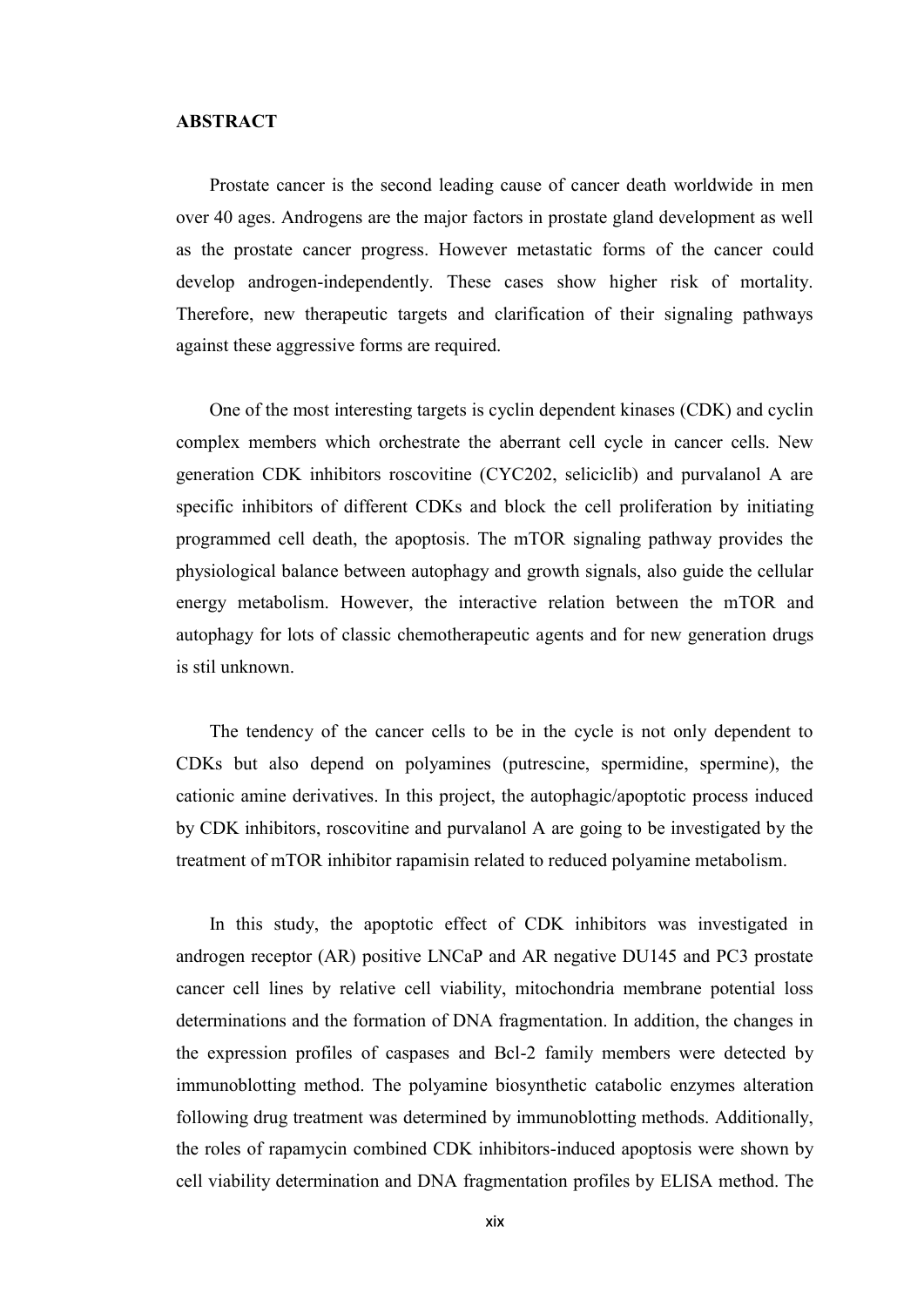**ABSTRACT**

Prostate cancer is the second leading cause of cancer death worldwide in men over 40 ages. Androgens are the major factors in prostate gland development as well as the prostate cancer progress. However metastatic forms of the cancer could develop androgen-independently. These cases show higher risk of mortality. Therefore, new therapeutic targets and clarification of their signaling pathways against these aggressive forms are required.

One of the most interesting targets is cyclin dependent kinases (CDK) and cyclin complex members which orchestrate the aberrant cell cycle in cancer cells. New generation CDK inhibitors roscovitine (CYC202, seliciclib) and purvalanol A are specific inhibitors of different CDKs and block the cell proliferation by initiating programmed cell death, the apoptosis. The mTOR signaling pathway provides the physiological balance between autophagy and growth signals, also guide the cellular energy metabolism. However, the interactive relation between the mTOR and autophagy for lots of classic chemotherapeutic agents and for new generation drugs is stil unknown.

The tendency of the cancer cells to be in the cycle is not only dependent to CDKs but also depend on polyamines (putrescine, spermidine, spermine), the cationic amine derivatives. In this project, the autophagic/apoptotic process induced by CDK inhibitors, roscovitine and purvalanol A are going to be investigated by the treatment of mTOR inhibitor rapamisin related to reduced polyamine metabolism.

In this study, the apoptotic effect of CDK inhibitors was investigated in androgen receptor (AR) positive LNCaP and AR negative DU145 and PC3 prostate cancer cell lines by relative cell viability, mitochondria membrane potential loss determinations and the formation of DNA fragmentation. In addition, the changes in the expression profiles of caspases and Bcl-2 family members were detected by immunoblotting method. The polyamine biosynthetic catabolic enzymes alteration following drug treatment was determined by immunoblotting methods. Additionally, the roles of rapamycin combined CDK inhibitors-induced apoptosis were shown by cell viability determination and DNA fragmentation profiles by ELISA method. The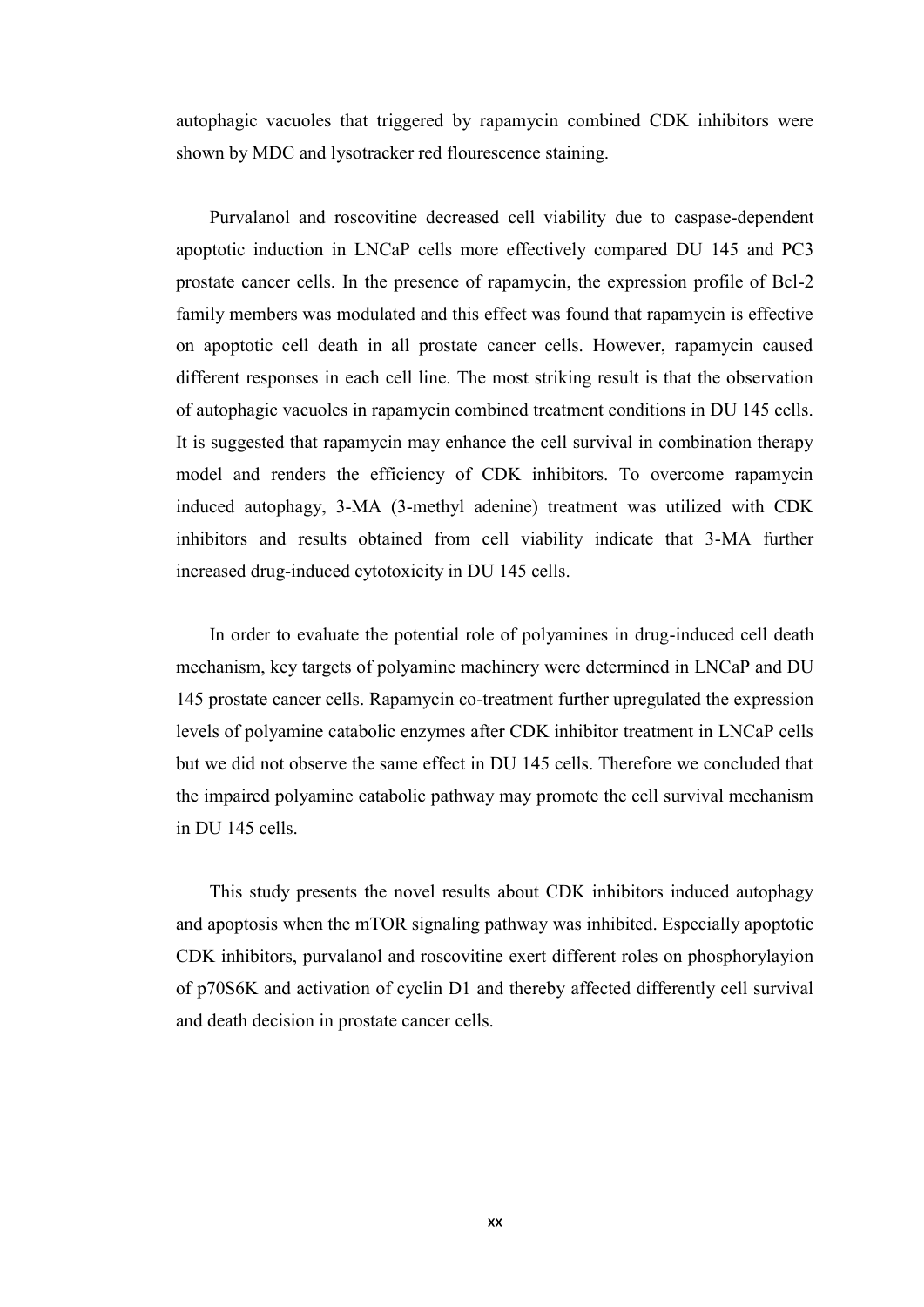autophagic vacuoles that triggered by rapamycin combined CDK inhibitors were shown by MDC and lysotracker red flourescence staining.

Purvalanol and roscovitine decreased cell viability due to caspase-dependent apoptotic induction in LNCaP cells more effectively compared DU 145 and PC3 prostate cancer cells. In the presence of rapamycin, the expression profile of Bcl-2 family members was modulated and this effect was found that rapamycin is effective on apoptotic cell death in all prostate cancer cells. However, rapamycin caused different responses in each cell line. The most striking result is that the observation of autophagic vacuoles in rapamycin combined treatment conditions in DU 145 cells. It is suggested that rapamycin may enhance the cell survival in combination therapy model and renders the efficiency of CDK inhibitors. To overcome rapamycin induced autophagy, 3-MA (3-methyl adenine) treatment was utilized with CDK inhibitors and results obtained from cell viability indicate that 3-MA further increased drug-induced cytotoxicity in DU 145 cells.

In order to evaluate the potential role of polyamines in drug-induced cell death mechanism, key targets of polyamine machinery were determined in LNCaP and DU 145 prostate cancer cells. Rapamycin co-treatment further upregulated the expression levels of polyamine catabolic enzymes after CDK inhibitor treatment in LNCaP cells but we did not observe the same effect in DU 145 cells. Therefore we concluded that the impaired polyamine catabolic pathway may promote the cell survival mechanism in DU 145 cells.

This study presents the novel results about CDK inhibitors induced autophagy and apoptosis when the mTOR signaling pathway was inhibited. Especially apoptotic CDK inhibitors, purvalanol and roscovitine exert different roles on phosphorylayion of p70S6K and activation of cyclin D1 and thereby affected differently cell survival and death decision in prostate cancer cells.